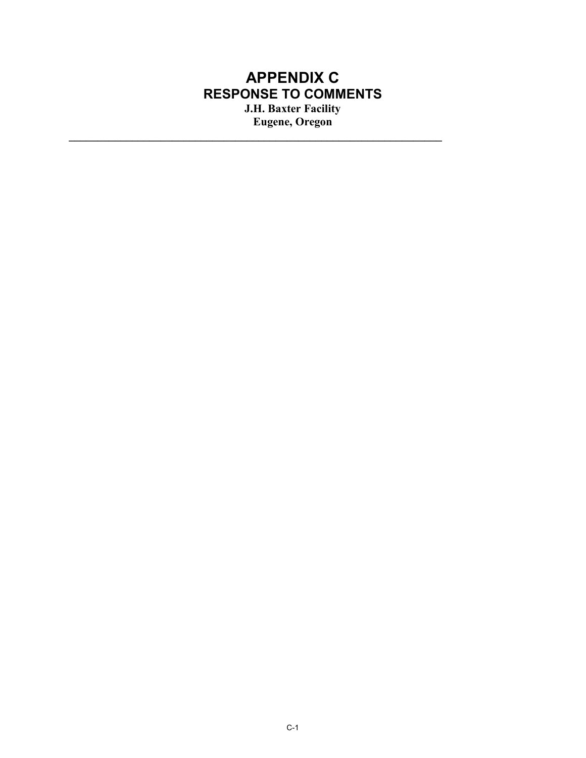# APPENDIX C

## RESPONSE TO COMMENTS

**J.H. Baxter Facility**
**Eugene, Oregon**

---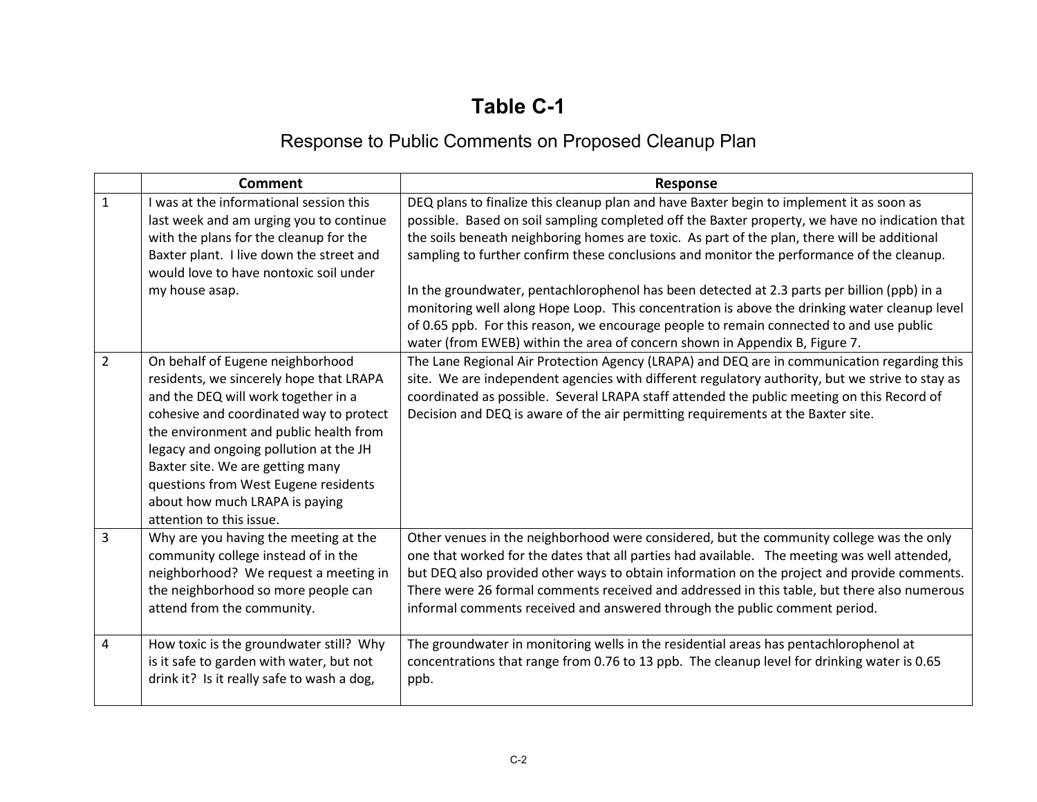# Table C-1

## Response to Public Comments on Proposed Cleanup Plan

| | Comment | Response |
|---|---|---|
| 1 | I was at the informational session this last week and am urging you to continue with the plans for the cleanup for the Baxter plant. I live down the street and would love to have nontoxic soil under my house asap. | DEQ plans to finalize this cleanup plan and have Baxter begin to implement it as soon as possible. Based on soil sampling completed off the Baxter property, we have no indication that the soils beneath neighboring homes are toxic. As part of the plan, there will be additional sampling to further confirm these conclusions and monitor the performance of the cleanup.<br><br>In the groundwater, pentachlorophenol has been detected at 2.3 parts per billion (ppb) in a monitoring well along Hope Loop. This concentration is above the drinking water cleanup level of 0.65 ppb. For this reason, we encourage people to remain connected to and use public water (from EWEB) within the area of concern shown in Appendix B, Figure 7. |
| 2 | On behalf of Eugene neighborhood residents, we sincerely hope that LRAPA and the DEQ will work together in a cohesive and coordinated way to protect the environment and public health from legacy and ongoing pollution at the JH Baxter site. We are getting many questions from West Eugene residents about how much LRAPA is paying attention to this issue. | The Lane Regional Air Protection Agency (LRAPA) and DEQ are in communication regarding this site. We are independent agencies with different regulatory authority, but we strive to stay as coordinated as possible. Several LRAPA staff attended the public meeting on this Record of Decision and DEQ is aware of the air permitting requirements at the Baxter site. |
| 3 | Why are you having the meeting at the community college instead of in the neighborhood? We request a meeting in the neighborhood so more people can attend from the community. | Other venues in the neighborhood were considered, but the community college was the only one that worked for the dates that all parties had available. The meeting was well attended, but DEQ also provided other ways to obtain information on the project and provide comments. There were 26 formal comments received and addressed in this table, but there also numerous informal comments received and answered through the public comment period. |
| 4 | How toxic is the groundwater still? Why is it safe to garden with water, but not drink it? Is it really safe to wash a dog, | The groundwater in monitoring wells in the residential areas has pentachlorophenol at concentrations that range from 0.76 to 13 ppb. The cleanup level for drinking water is 0.65 ppb. |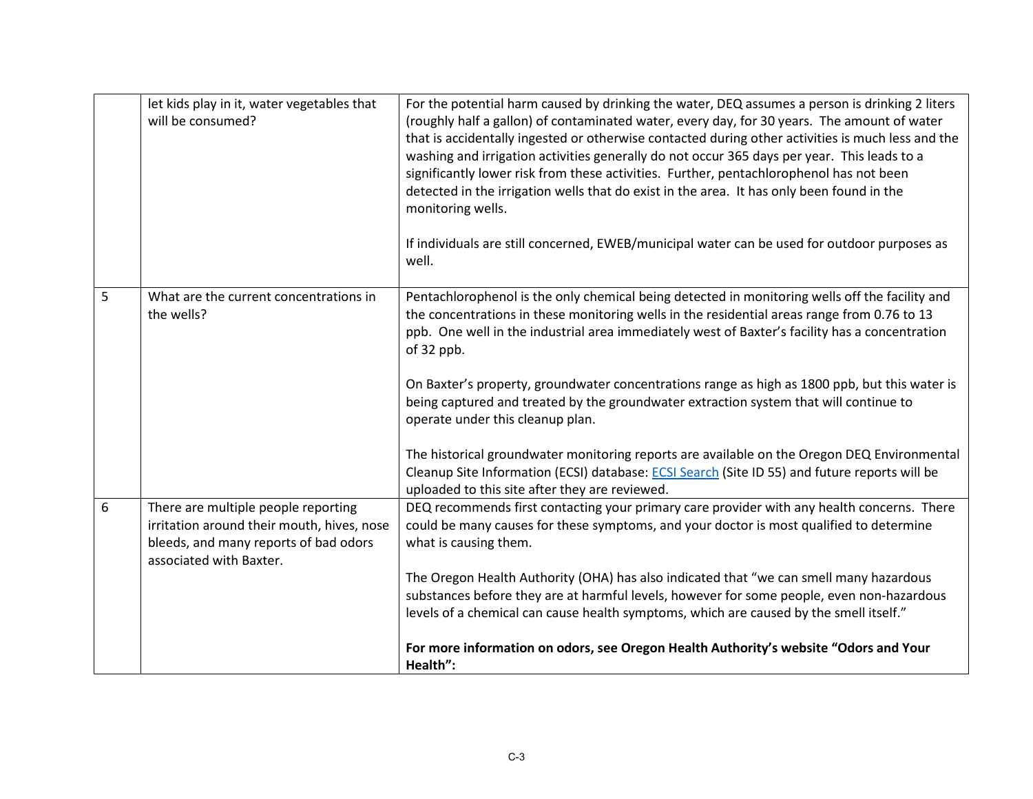| | | |
|---|---|---|
| | let kids play in it, water vegetables that will be consumed? | For the potential harm caused by drinking the water, DEQ assumes a person is drinking 2 liters (roughly half a gallon) of contaminated water, every day, for 30 years. The amount of water that is accidentally ingested or otherwise contacted during other activities is much less and the washing and irrigation activities generally do not occur 365 days per year. This leads to a significantly lower risk from these activities. Further, pentachlorophenol has not been detected in the irrigation wells that do exist in the area. It has only been found in the monitoring wells.<br><br>If individuals are still concerned, EWEB/municipal water can be used for outdoor purposes as well. |
| 5 | What are the current concentrations in the wells? | Pentachlorophenol is the only chemical being detected in monitoring wells off the facility and the concentrations in these monitoring wells in the residential areas range from 0.76 to 13 ppb. One well in the industrial area immediately west of Baxter's facility has a concentration of 32 ppb.<br><br>On Baxter's property, groundwater concentrations range as high as 1800 ppb, but this water is being captured and treated by the groundwater extraction system that will continue to operate under this cleanup plan.<br><br>The historical groundwater monitoring reports are available on the Oregon DEQ Environmental Cleanup Site Information (ECSI) database: [ECSI Search] (Site ID 55) and future reports will be uploaded to this site after they are reviewed. |
| 6 | There are multiple people reporting irritation around their mouth, hives, nose bleeds, and many reports of bad odors associated with Baxter. | DEQ recommends first contacting your primary care provider with any health concerns. There could be many causes for these symptoms, and your doctor is most qualified to determine what is causing them.<br><br>The Oregon Health Authority (OHA) has also indicated that "we can smell many hazardous substances before they are at harmful levels, however for some people, even non-hazardous levels of a chemical can cause health symptoms, which are caused by the smell itself."<br><br>**For more information on odors, see Oregon Health Authority's website "Odors and Your Health":** |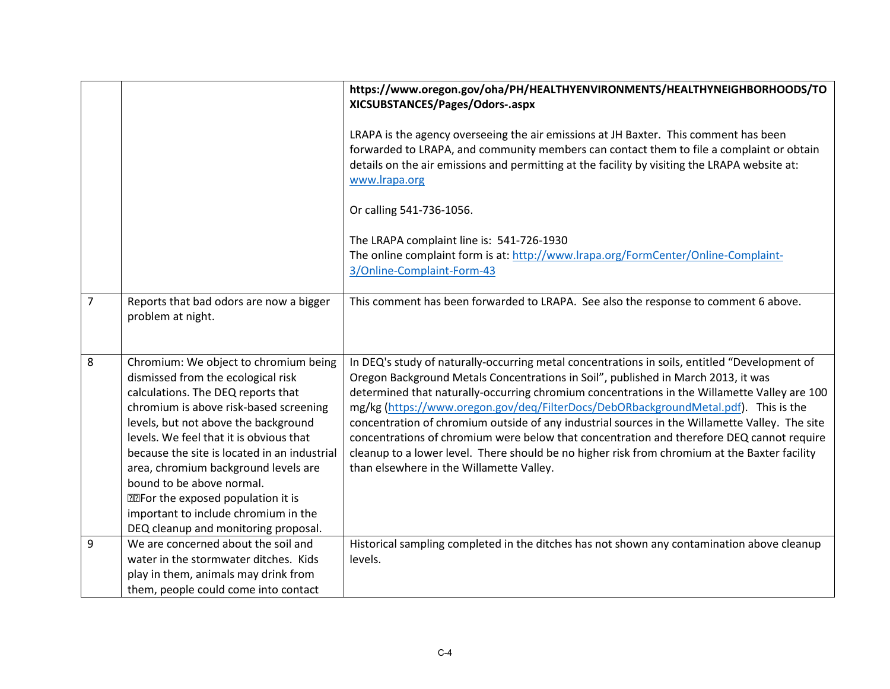| | | |
|---|---|---|
| | | **https://www.oregon.gov/oha/PH/HEALTHYENVIRONMENTS/HEALTHYNEIGHBORHOODS/TOXICSUBSTANCES/Pages/Odors-.aspx**<br><br>LRAPA is the agency overseeing the air emissions at JH Baxter. This comment has been forwarded to LRAPA, and community members can contact them to file a complaint or obtain details on the air emissions and permitting at the facility by visiting the LRAPA website at: www.lrapa.org<br><br>Or calling 541-736-1056.<br><br>The LRAPA complaint line is: 541-726-1930<br>The online complaint form is at: http://www.lrapa.org/FormCenter/Online-Complaint-3/Online-Complaint-Form-43 |
| 7 | Reports that bad odors are now a bigger problem at night. | This comment has been forwarded to LRAPA. See also the response to comment 6 above. |
| 8 | Chromium: We object to chromium being dismissed from the ecological risk calculations. The DEQ reports that chromium is above risk-based screening levels, but not above the background levels. We feel that it is obvious that because the site is located in an industrial area, chromium background levels are bound to be above normal.<br>For the exposed population it is important to include chromium in the DEQ cleanup and monitoring proposal. | In DEQ's study of naturally-occurring metal concentrations in soils, entitled "Development of Oregon Background Metals Concentrations in Soil", published in March 2013, it was determined that naturally-occurring chromium concentrations in the Willamette Valley are 100 mg/kg (https://www.oregon.gov/deq/FilterDocs/DebORbackgroundMetal.pdf). This is the concentration of chromium outside of any industrial sources in the Willamette Valley. The site concentrations of chromium were below that concentration and therefore DEQ cannot require cleanup to a lower level. There should be no higher risk from chromium at the Baxter facility than elsewhere in the Willamette Valley. |
| 9 | We are concerned about the soil and water in the stormwater ditches. Kids play in them, animals may drink from them, people could come into contact | Historical sampling completed in the ditches has not shown any contamination above cleanup levels. |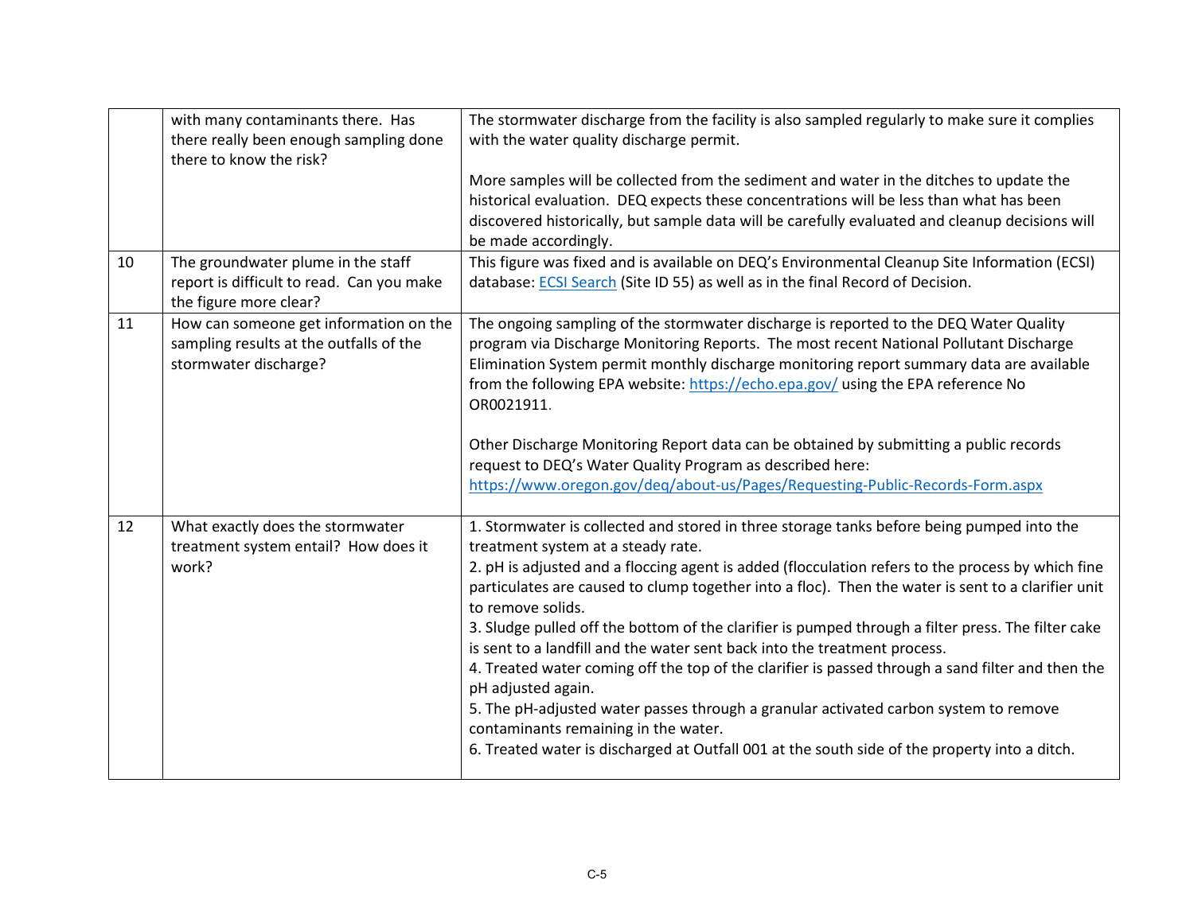|  |  |  |
|---|---|---|
|  | with many contaminants there. Has there really been enough sampling done there to know the risk? | The stormwater discharge from the facility is also sampled regularly to make sure it complies with the water quality discharge permit.<br><br>More samples will be collected from the sediment and water in the ditches to update the historical evaluation. DEQ expects these concentrations will be less than what has been discovered historically, but sample data will be carefully evaluated and cleanup decisions will be made accordingly. |
| 10 | The groundwater plume in the staff report is difficult to read. Can you make the figure more clear? | This figure was fixed and is available on DEQ's Environmental Cleanup Site Information (ECSI) database: ECSI Search (Site ID 55) as well as in the final Record of Decision. |
| 11 | How can someone get information on the sampling results at the outfalls of the stormwater discharge? | The ongoing sampling of the stormwater discharge is reported to the DEQ Water Quality program via Discharge Monitoring Reports. The most recent National Pollutant Discharge Elimination System permit monthly discharge monitoring report summary data are available from the following EPA website: https://echo.epa.gov/ using the EPA reference No OR0021911.<br><br>Other Discharge Monitoring Report data can be obtained by submitting a public records request to DEQ's Water Quality Program as described here: https://www.oregon.gov/deq/about-us/Pages/Requesting-Public-Records-Form.aspx |
| 12 | What exactly does the stormwater treatment system entail? How does it work? | 1. Stormwater is collected and stored in three storage tanks before being pumped into the treatment system at a steady rate.<br>2. pH is adjusted and a floccing agent is added (flocculation refers to the process by which fine particulates are caused to clump together into a floc). Then the water is sent to a clarifier unit to remove solids.<br>3. Sludge pulled off the bottom of the clarifier is pumped through a filter press. The filter cake is sent to a landfill and the water sent back into the treatment process.<br>4. Treated water coming off the top of the clarifier is passed through a sand filter and then the pH adjusted again.<br>5. The pH-adjusted water passes through a granular activated carbon system to remove contaminants remaining in the water.<br>6. Treated water is discharged at Outfall 001 at the south side of the property into a ditch. |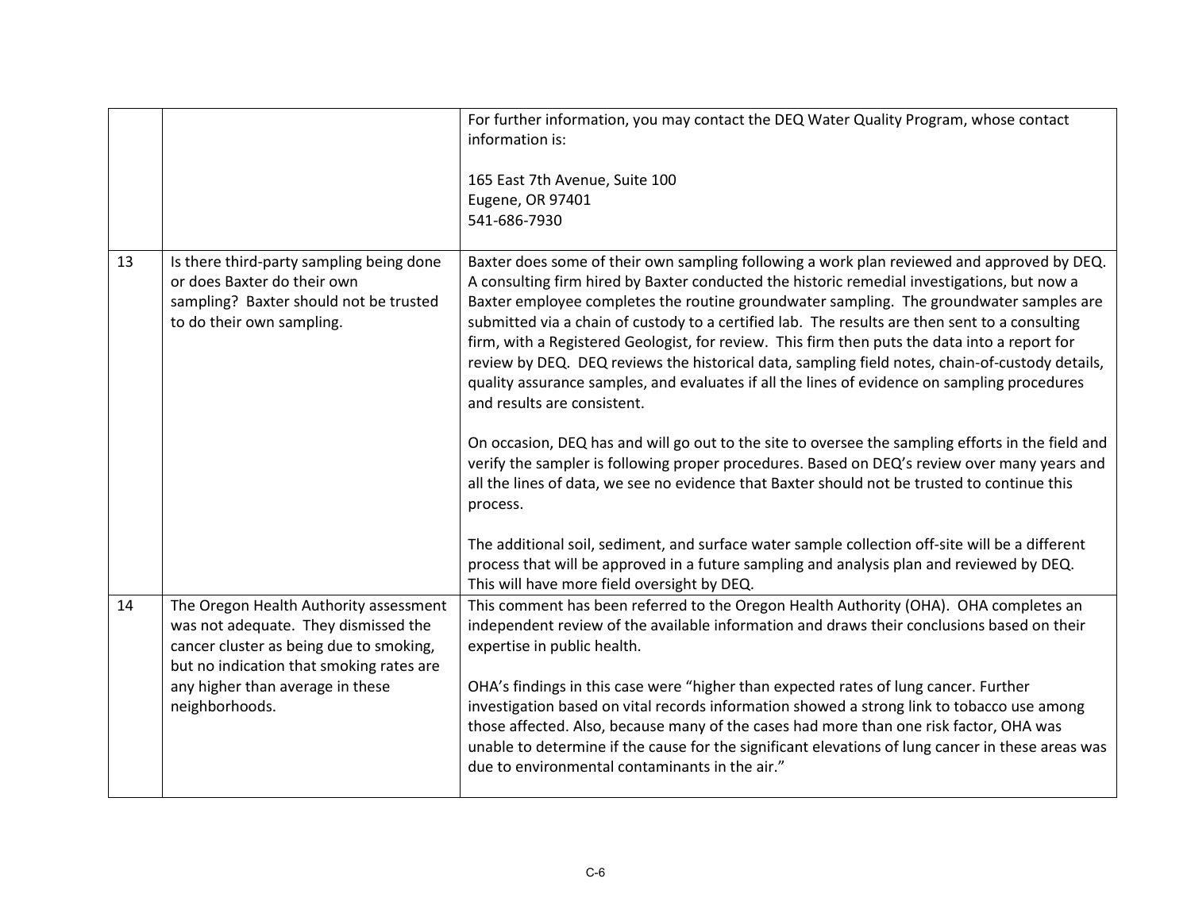| | | |
|---|---|---|
| | | For further information, you may contact the DEQ Water Quality Program, whose contact information is:<br><br>165 East 7th Avenue, Suite 100<br>Eugene, OR 97401<br>541-686-7930 |
| 13 | Is there third-party sampling being done or does Baxter do their own sampling? Baxter should not be trusted to do their own sampling. | Baxter does some of their own sampling following a work plan reviewed and approved by DEQ. A consulting firm hired by Baxter conducted the historic remedial investigations, but now a Baxter employee completes the routine groundwater sampling. The groundwater samples are submitted via a chain of custody to a certified lab. The results are then sent to a consulting firm, with a Registered Geologist, for review. This firm then puts the data into a report for review by DEQ. DEQ reviews the historical data, sampling field notes, chain-of-custody details, quality assurance samples, and evaluates if all the lines of evidence on sampling procedures and results are consistent.<br><br>On occasion, DEQ has and will go out to the site to oversee the sampling efforts in the field and verify the sampler is following proper procedures. Based on DEQ's review over many years and all the lines of data, we see no evidence that Baxter should not be trusted to continue this process.<br><br>The additional soil, sediment, and surface water sample collection off-site will be a different process that will be approved in a future sampling and analysis plan and reviewed by DEQ. This will have more field oversight by DEQ. |
| 14 | The Oregon Health Authority assessment was not adequate. They dismissed the cancer cluster as being due to smoking, but no indication that smoking rates are any higher than average in these neighborhoods. | This comment has been referred to the Oregon Health Authority (OHA). OHA completes an independent review of the available information and draws their conclusions based on their expertise in public health.<br><br>OHA's findings in this case were "higher than expected rates of lung cancer. Further investigation based on vital records information showed a strong link to tobacco use among those affected. Also, because many of the cases had more than one risk factor, OHA was unable to determine if the cause for the significant elevations of lung cancer in these areas was due to environmental contaminants in the air." |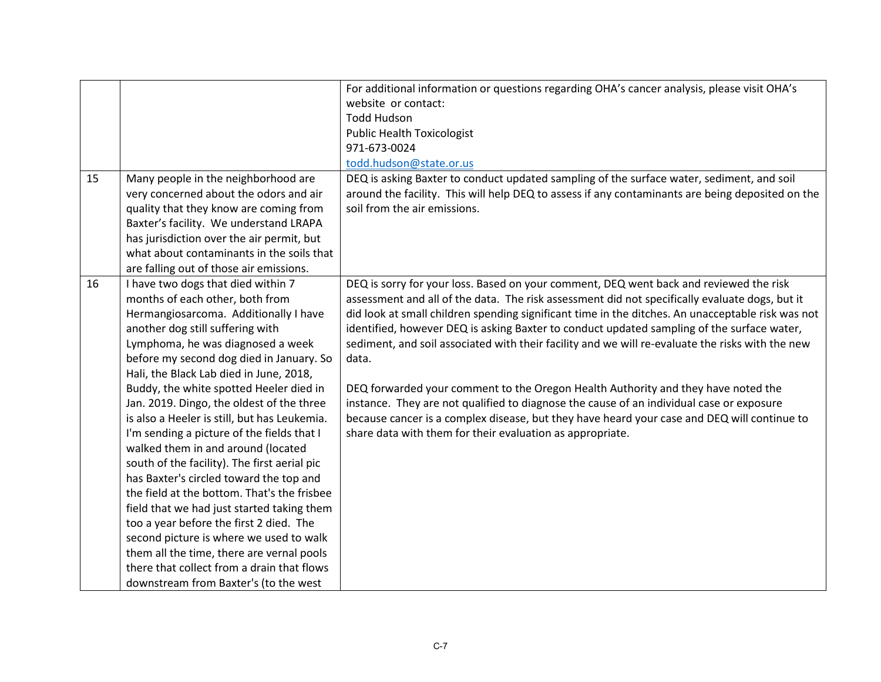| | | |
|---|---|---|
| | | For additional information or questions regarding OHA's cancer analysis, please visit OHA's website or contact:<br>Todd Hudson<br>Public Health Toxicologist<br>971-673-0024<br>todd.hudson@state.or.us |
| 15 | Many people in the neighborhood are very concerned about the odors and air quality that they know are coming from Baxter's facility. We understand LRAPA has jurisdiction over the air permit, but what about contaminants in the soils that are falling out of those air emissions. | DEQ is asking Baxter to conduct updated sampling of the surface water, sediment, and soil around the facility. This will help DEQ to assess if any contaminants are being deposited on the soil from the air emissions. |
| 16 | I have two dogs that died within 7 months of each other, both from Hermangiosarcoma. Additionally I have another dog still suffering with Lymphoma, he was diagnosed a week before my second dog died in January. So Hali, the Black Lab died in June, 2018, Buddy, the white spotted Heeler died in Jan. 2019. Dingo, the oldest of the three is also a Heeler is still, but has Leukemia. I'm sending a picture of the fields that I walked them in and around (located south of the facility). The first aerial pic has Baxter's circled toward the top and the field at the bottom. That's the frisbee field that we had just started taking them too a year before the first 2 died. The second picture is where we used to walk them all the time, there are vernal pools there that collect from a drain that flows downstream from Baxter's (to the west | DEQ is sorry for your loss. Based on your comment, DEQ went back and reviewed the risk assessment and all of the data. The risk assessment did not specifically evaluate dogs, but it did look at small children spending significant time in the ditches. An unacceptable risk was not identified, however DEQ is asking Baxter to conduct updated sampling of the surface water, sediment, and soil associated with their facility and we will re-evaluate the risks with the new data.<br><br>DEQ forwarded your comment to the Oregon Health Authority and they have noted the instance. They are not qualified to diagnose the cause of an individual case or exposure because cancer is a complex disease, but they have heard your case and DEQ will continue to share data with them for their evaluation as appropriate. |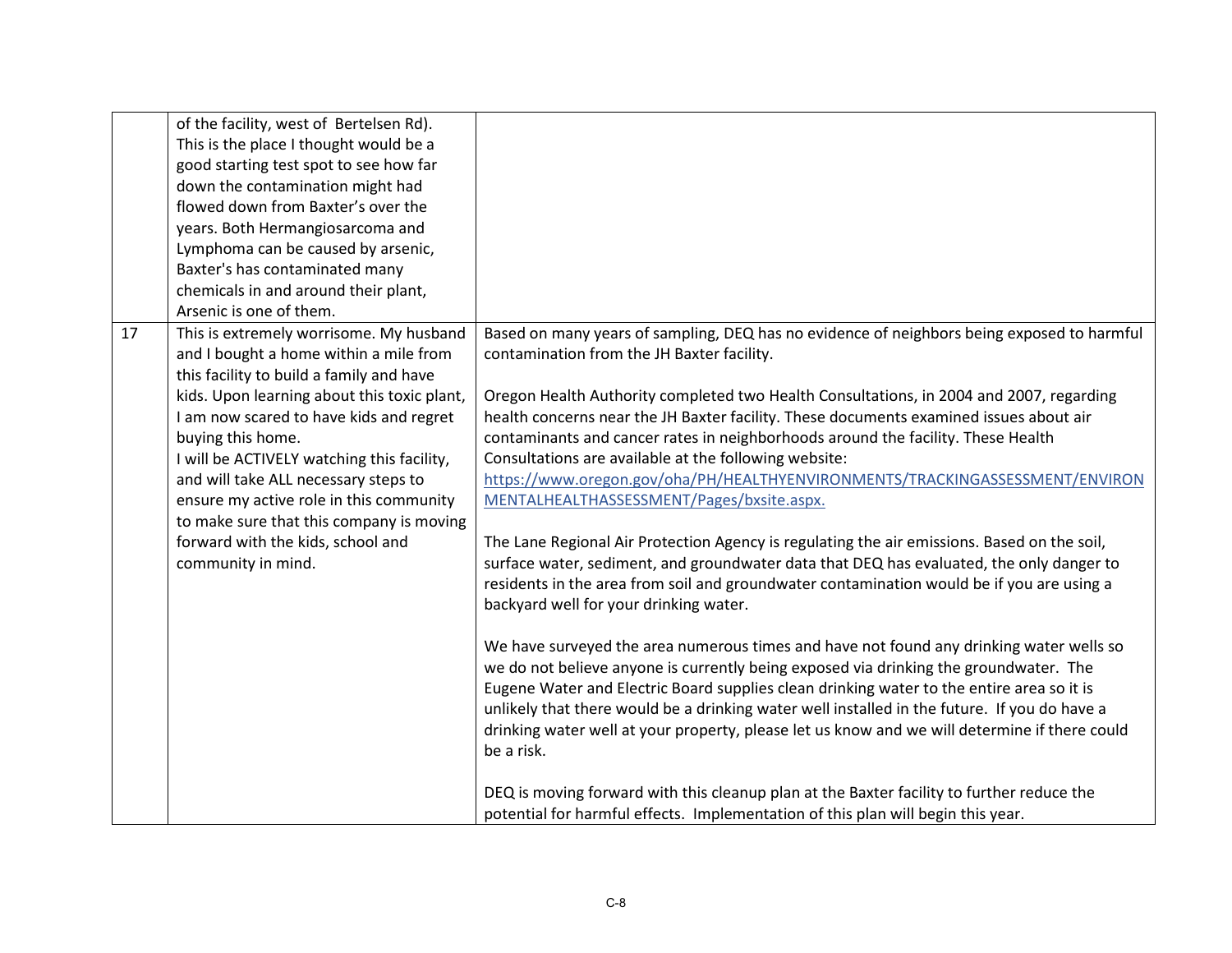| | | |
|---|---|---|
| | of the facility, west of Bertelsen Rd). This is the place I thought would be a good starting test spot to see how far down the contamination might had flowed down from Baxter's over the years. Both Hermangiosarcoma and Lymphoma can be caused by arsenic, Baxter's has contaminated many chemicals in and around their plant, Arsenic is one of them. | |
| 17 | This is extremely worrisome. My husband and I bought a home within a mile from this facility to build a family and have kids. Upon learning about this toxic plant, I am now scared to have kids and regret buying this home.<br>I will be ACTIVELY watching this facility, and will take ALL necessary steps to ensure my active role in this community to make sure that this company is moving forward with the kids, school and community in mind. | Based on many years of sampling, DEQ has no evidence of neighbors being exposed to harmful contamination from the JH Baxter facility.<br><br>Oregon Health Authority completed two Health Consultations, in 2004 and 2007, regarding health concerns near the JH Baxter facility. These documents examined issues about air contaminants and cancer rates in neighborhoods around the facility. These Health Consultations are available at the following website: [https://www.oregon.gov/oha/PH/HEALTHYENVIRONMENTS/TRACKINGASSESSMENT/ENVIRONMENTALHEALTHASSESSMENT/Pages/bxsite.aspx.](https://www.oregon.gov/oha/PH/HEALTHYENVIRONMENTS/TRACKINGASSESSMENT/ENVIRONMENTALHEALTHASSESSMENT/Pages/bxsite.aspx)<br><br>The Lane Regional Air Protection Agency is regulating the air emissions. Based on the soil, surface water, sediment, and groundwater data that DEQ has evaluated, the only danger to residents in the area from soil and groundwater contamination would be if you are using a backyard well for your drinking water.<br><br>We have surveyed the area numerous times and have not found any drinking water wells so we do not believe anyone is currently being exposed via drinking the groundwater. The Eugene Water and Electric Board supplies clean drinking water to the entire area so it is unlikely that there would be a drinking water well installed in the future. If you do have a drinking water well at your property, please let us know and we will determine if there could be a risk.<br><br>DEQ is moving forward with this cleanup plan at the Baxter facility to further reduce the potential for harmful effects. Implementation of this plan will begin this year. |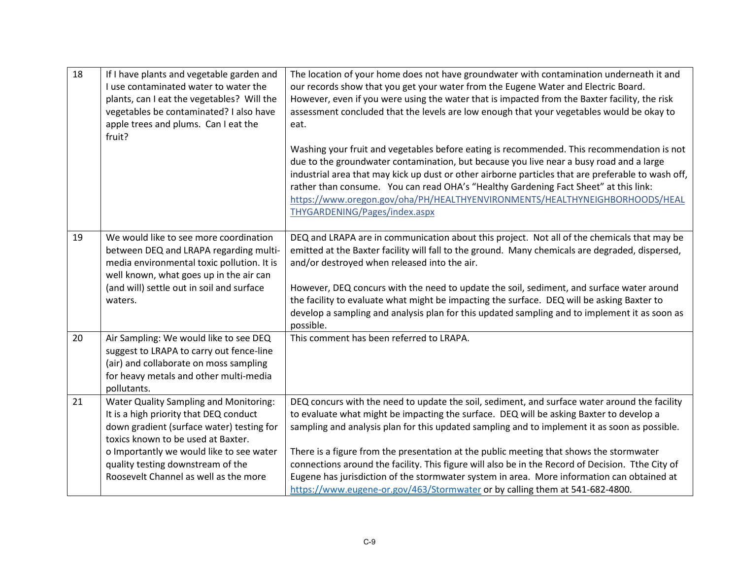| | | |
|---|---|---|
| 18 | If I have plants and vegetable garden and I use contaminated water to water the plants, can I eat the vegetables? Will the vegetables be contaminated? I also have apple trees and plums. Can I eat the fruit? | The location of your home does not have groundwater with contamination underneath it and our records show that you get your water from the Eugene Water and Electric Board. However, even if you were using the water that is impacted from the Baxter facility, the risk assessment concluded that the levels are low enough that your vegetables would be okay to eat.<br><br>Washing your fruit and vegetables before eating is recommended. This recommendation is not due to the groundwater contamination, but because you live near a busy road and a large industrial area that may kick up dust or other airborne particles that are preferable to wash off, rather than consume. You can read OHA's "Healthy Gardening Fact Sheet" at this link: https://www.oregon.gov/oha/PH/HEALTHYENVIRONMENTS/HEALTHYNEIGHBORHOODS/HEALTHYGARDENING/Pages/index.aspx |
| 19 | We would like to see more coordination between DEQ and LRAPA regarding multi-media environmental toxic pollution. It is well known, what goes up in the air can (and will) settle out in soil and surface waters. | DEQ and LRAPA are in communication about this project. Not all of the chemicals that may be emitted at the Baxter facility will fall to the ground. Many chemicals are degraded, dispersed, and/or destroyed when released into the air.<br><br>However, DEQ concurs with the need to update the soil, sediment, and surface water around the facility to evaluate what might be impacting the surface. DEQ will be asking Baxter to develop a sampling and analysis plan for this updated sampling and to implement it as soon as possible. |
| 20 | Air Sampling: We would like to see DEQ suggest to LRAPA to carry out fence-line (air) and collaborate on moss sampling for heavy metals and other multi-media pollutants. | This comment has been referred to LRAPA. |
| 21 | Water Quality Sampling and Monitoring: It is a high priority that DEQ conduct down gradient (surface water) testing for toxics known to be used at Baxter.<br>o Importantly we would like to see water quality testing downstream of the Roosevelt Channel as well as the more | DEQ concurs with the need to update the soil, sediment, and surface water around the facility to evaluate what might be impacting the surface. DEQ will be asking Baxter to develop a sampling and analysis plan for this updated sampling and to implement it as soon as possible.<br><br>There is a figure from the presentation at the public meeting that shows the stormwater connections around the facility. This figure will also be in the Record of Decision. Tthe City of Eugene has jurisdiction of the stormwater system in area. More information can obtained at https://www.eugene-or.gov/463/Stormwater or by calling them at 541-682-4800. |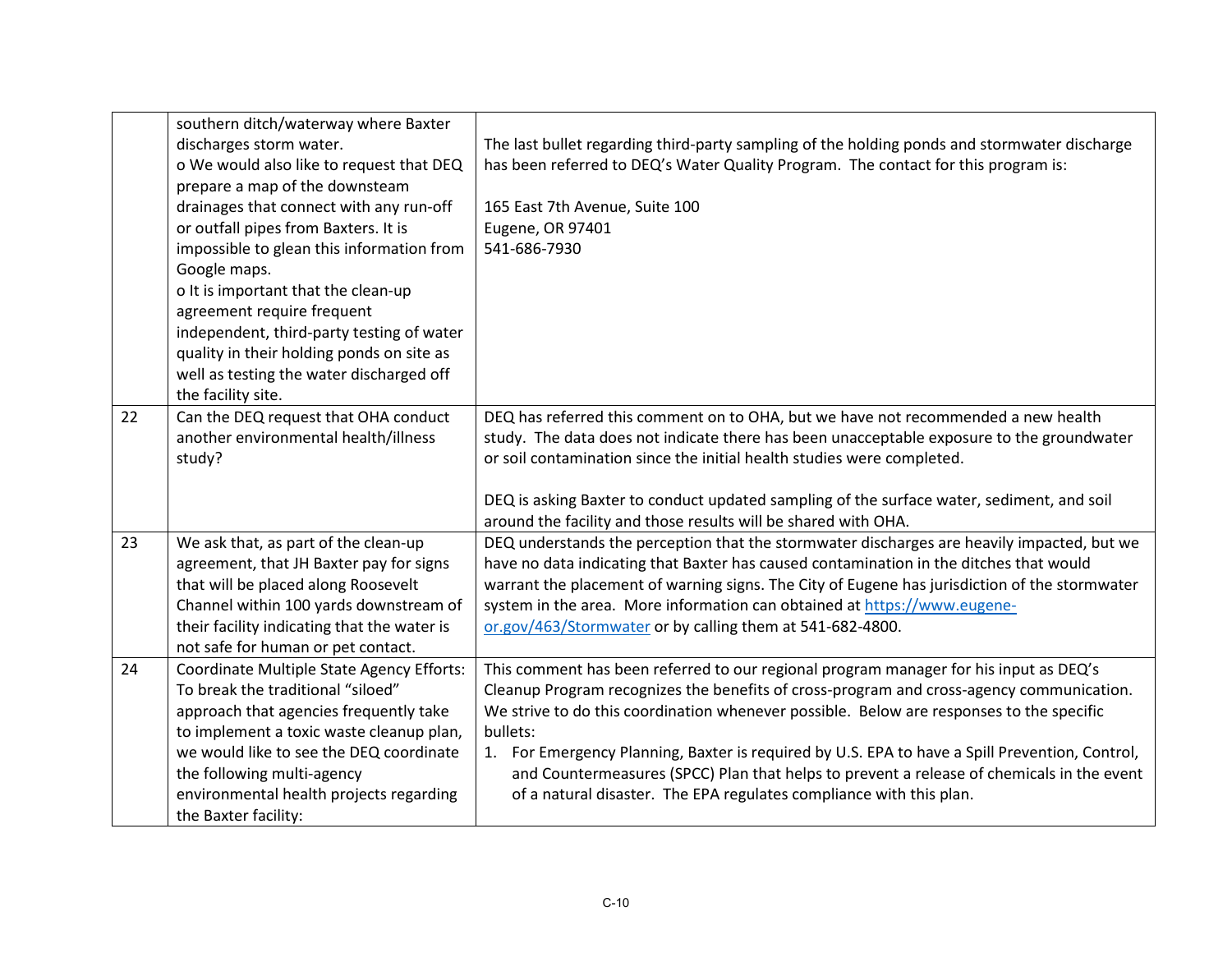| | | |
|---|---|---|
| | southern ditch/waterway where Baxter discharges storm water.<br>o We would also like to request that DEQ prepare a map of the downsteam drainages that connect with any run-off or outfall pipes from Baxters. It is impossible to glean this information from Google maps.<br>o It is important that the clean-up agreement require frequent independent, third-party testing of water quality in their holding ponds on site as well as testing the water discharged off the facility site. | The last bullet regarding third-party sampling of the holding ponds and stormwater discharge has been referred to DEQ's Water Quality Program. The contact for this program is:<br><br>165 East 7th Avenue, Suite 100<br>Eugene, OR 97401<br>541-686-7930 |
| 22 | Can the DEQ request that OHA conduct another environmental health/illness study? | DEQ has referred this comment on to OHA, but we have not recommended a new health study. The data does not indicate there has been unacceptable exposure to the groundwater or soil contamination since the initial health studies were completed.<br><br>DEQ is asking Baxter to conduct updated sampling of the surface water, sediment, and soil around the facility and those results will be shared with OHA. |
| 23 | We ask that, as part of the clean-up agreement, that JH Baxter pay for signs that will be placed along Roosevelt Channel within 100 yards downstream of their facility indicating that the water is not safe for human or pet contact. | DEQ understands the perception that the stormwater discharges are heavily impacted, but we have no data indicating that Baxter has caused contamination in the ditches that would warrant the placement of warning signs. The City of Eugene has jurisdiction of the stormwater system in the area. More information can obtained at [https://www.eugene-or.gov/463/Stormwater](https://www.eugene-or.gov/463/Stormwater) or by calling them at 541-682-4800. |
| 24 | Coordinate Multiple State Agency Efforts: To break the traditional "siloed" approach that agencies frequently take to implement a toxic waste cleanup plan, we would like to see the DEQ coordinate the following multi-agency environmental health projects regarding the Baxter facility: | This comment has been referred to our regional program manager for his input as DEQ's Cleanup Program recognizes the benefits of cross-program and cross-agency communication. We strive to do this coordination whenever possible. Below are responses to the specific bullets:<br>1. For Emergency Planning, Baxter is required by U.S. EPA to have a Spill Prevention, Control, and Countermeasures (SPCC) Plan that helps to prevent a release of chemicals in the event of a natural disaster. The EPA regulates compliance with this plan. |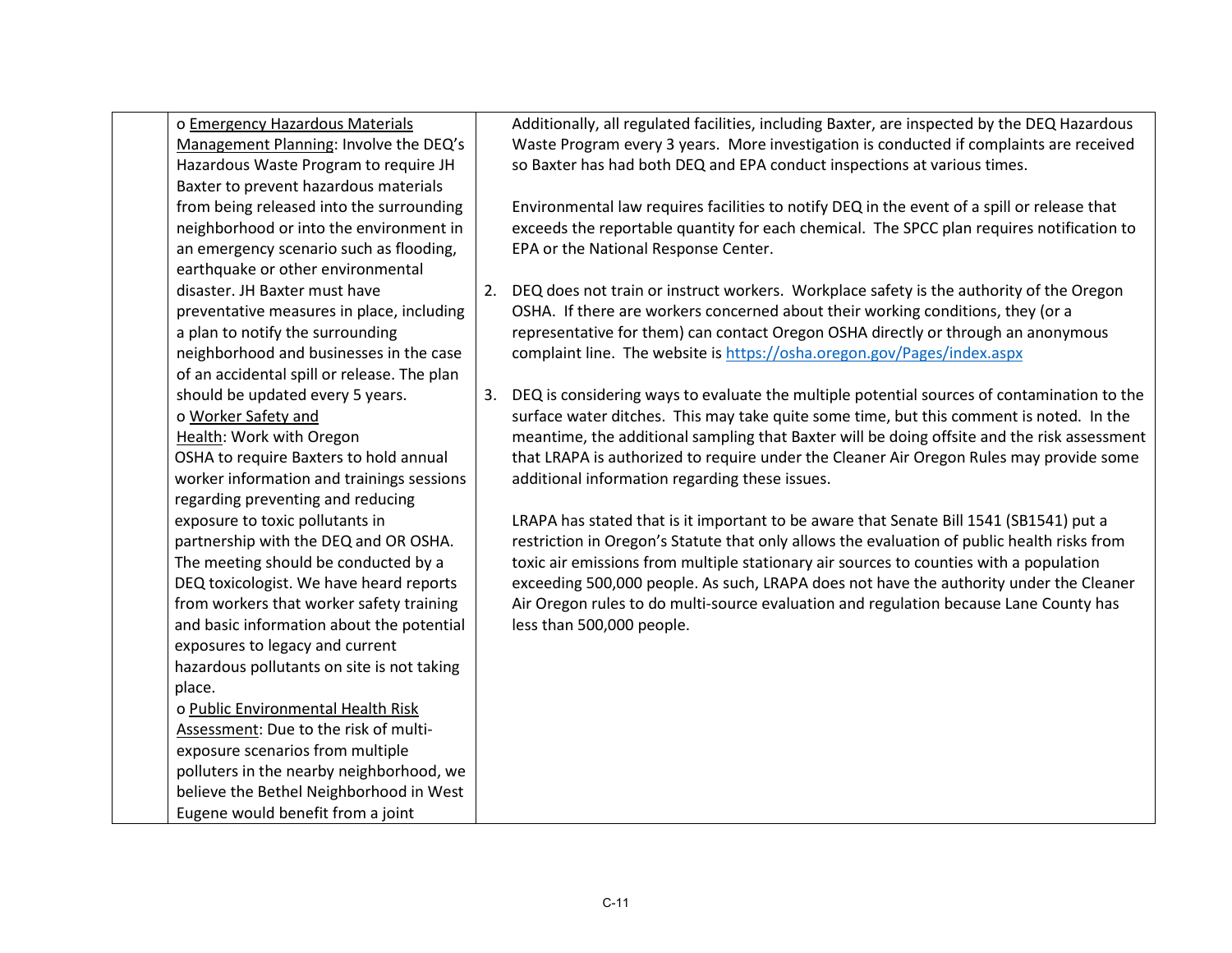| | | |
|---|---|---|
| | o <u>Emergency Hazardous Materials Management Planning</u>: Involve the DEQ's Hazardous Waste Program to require JH Baxter to prevent hazardous materials from being released into the surrounding neighborhood or into the environment in an emergency scenario such as flooding, earthquake or other environmental disaster. JH Baxter must have preventative measures in place, including a plan to notify the surrounding neighborhood and businesses in the case of an accidental spill or release. The plan should be updated every 5 years.<br>o <u>Worker Safety and Health</u>: Work with Oregon OSHA to require Baxters to hold annual worker information and trainings sessions regarding preventing and reducing exposure to toxic pollutants in partnership with the DEQ and OR OSHA. The meeting should be conducted by a DEQ toxicologist. We have heard reports from workers that worker safety training and basic information about the potential exposures to legacy and current hazardous pollutants on site is not taking place.<br>o <u>Public Environmental Health Risk Assessment</u>: Due to the risk of multi-exposure scenarios from multiple polluters in the nearby neighborhood, we believe the Bethel Neighborhood in West Eugene would benefit from a joint | Additionally, all regulated facilities, including Baxter, are inspected by the DEQ Hazardous Waste Program every 3 years. More investigation is conducted if complaints are received so Baxter has had both DEQ and EPA conduct inspections at various times.<br><br>Environmental law requires facilities to notify DEQ in the event of a spill or release that exceeds the reportable quantity for each chemical. The SPCC plan requires notification to EPA or the National Response Center.<br><br>2. DEQ does not train or instruct workers. Workplace safety is the authority of the Oregon OSHA. If there are workers concerned about their working conditions, they (or a representative for them) can contact Oregon OSHA directly or through an anonymous complaint line. The website is https://osha.oregon.gov/Pages/index.aspx<br><br>3. DEQ is considering ways to evaluate the multiple potential sources of contamination to the surface water ditches. This may take quite some time, but this comment is noted. In the meantime, the additional sampling that Baxter will be doing offsite and the risk assessment that LRAPA is authorized to require under the Cleaner Air Oregon Rules may provide some additional information regarding these issues.<br><br>LRAPA has stated that is it important to be aware that Senate Bill 1541 (SB1541) put a restriction in Oregon's Statute that only allows the evaluation of public health risks from toxic air emissions from multiple stationary air sources to counties with a population exceeding 500,000 people. As such, LRAPA does not have the authority under the Cleaner Air Oregon rules to do multi-source evaluation and regulation because Lane County has less than 500,000 people. |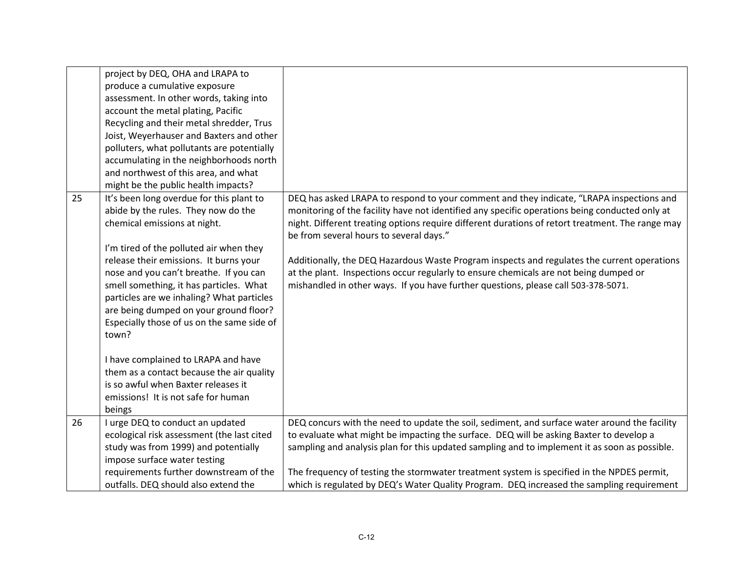| | | |
|---|---|---|
| | project by DEQ, OHA and LRAPA to produce a cumulative exposure assessment. In other words, taking into account the metal plating, Pacific Recycling and their metal shredder, Trus Joist, Weyerhauser and Baxters and other polluters, what pollutants are potentially accumulating in the neighborhoods north and northwest of this area, and what might be the public health impacts? | |
| 25 | It's been long overdue for this plant to abide by the rules. They now do the chemical emissions at night.<br><br>I'm tired of the polluted air when they release their emissions. It burns your nose and you can't breathe. If you can smell something, it has particles. What particles are we inhaling? What particles are being dumped on your ground floor? Especially those of us on the same side of town?<br><br>I have complained to LRAPA and have them as a contact because the air quality is so awful when Baxter releases it emissions! It is not safe for human beings | DEQ has asked LRAPA to respond to your comment and they indicate, "LRAPA inspections and monitoring of the facility have not identified any specific operations being conducted only at night. Different treating options require different durations of retort treatment. The range may be from several hours to several days."<br><br>Additionally, the DEQ Hazardous Waste Program inspects and regulates the current operations at the plant. Inspections occur regularly to ensure chemicals are not being dumped or mishandled in other ways. If you have further questions, please call 503-378-5071. |
| 26 | I urge DEQ to conduct an updated ecological risk assessment (the last cited study was from 1999) and potentially impose surface water testing requirements further downstream of the outfalls. DEQ should also extend the | DEQ concurs with the need to update the soil, sediment, and surface water around the facility to evaluate what might be impacting the surface. DEQ will be asking Baxter to develop a sampling and analysis plan for this updated sampling and to implement it as soon as possible.<br><br>The frequency of testing the stormwater treatment system is specified in the NPDES permit, which is regulated by DEQ's Water Quality Program. DEQ increased the sampling requirement |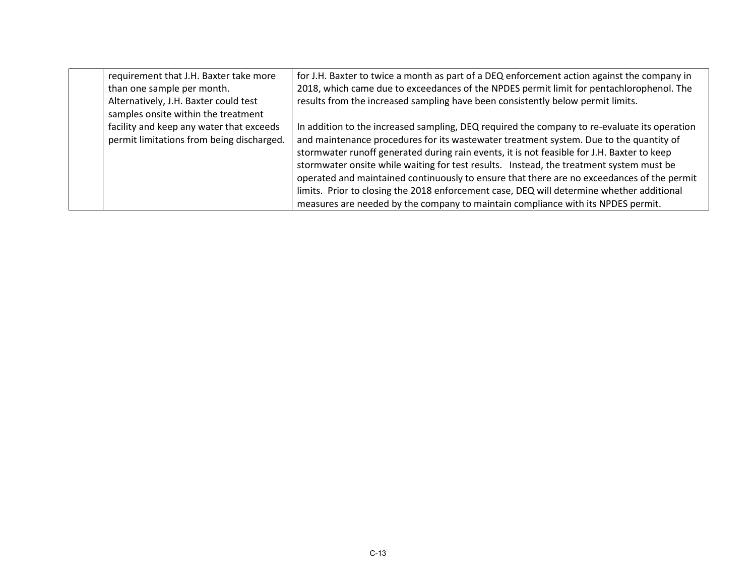| | | |
|---|---|---|
| | requirement that J.H. Baxter take more than one sample per month. Alternatively, J.H. Baxter could test samples onsite within the treatment facility and keep any water that exceeds permit limitations from being discharged. | for J.H. Baxter to twice a month as part of a DEQ enforcement action against the company in 2018, which came due to exceedances of the NPDES permit limit for pentachlorophenol. The results from the increased sampling have been consistently below permit limits.<br><br>In addition to the increased sampling, DEQ required the company to re-evaluate its operation and maintenance procedures for its wastewater treatment system. Due to the quantity of stormwater runoff generated during rain events, it is not feasible for J.H. Baxter to keep stormwater onsite while waiting for test results. Instead, the treatment system must be operated and maintained continuously to ensure that there are no exceedances of the permit limits. Prior to closing the 2018 enforcement case, DEQ will determine whether additional measures are needed by the company to maintain compliance with its NPDES permit. |